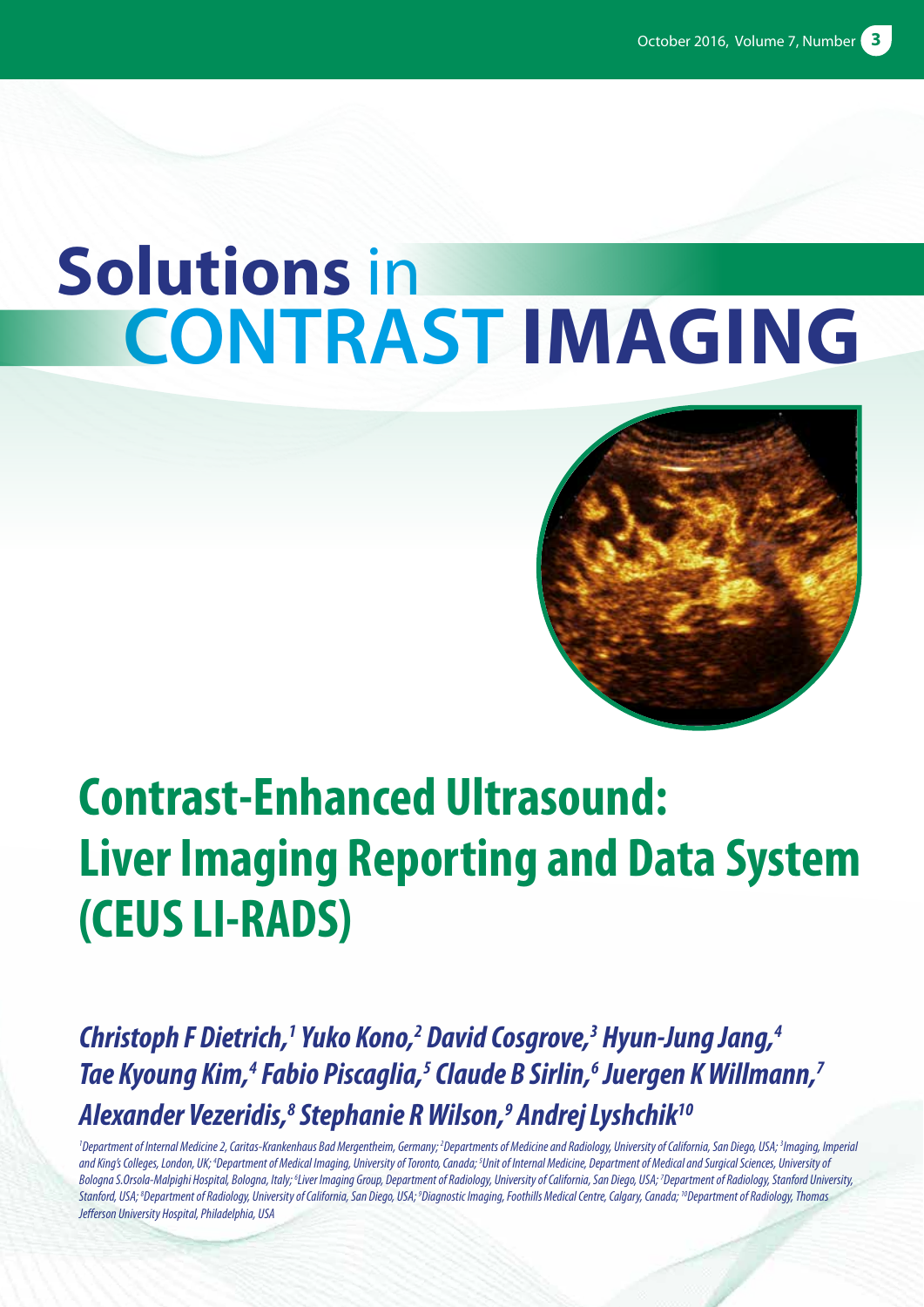# Solutions in CONTRAST IMAGING

## Contrast-Enhanced Ultrasound: Liver Imaging Reporting and Data System (CEUS LI-RADS)

***Christoph F Dietrich,[1] Yuko Kono,[2] David Cosgrove,[3] Hyun-Jung Jang,[4] Tae Kyoung Kim,[4] Fabio Piscaglia,[5] Claude B Sirlin,[6] Juergen K Willmann,[7] Alexander Vezeridis,[8] Stephanie R Wilson,[9] Andrej Lyshchik[10]***

*[1]Department of Internal Medicine 2, Caritas-Krankenhaus Bad Mergentheim, Germany; [2]Departments of Medicine and Radiology, University of California, San Diego, USA; [3]Imaging, Imperial and King's Colleges, London, UK; [4]Department of Medical Imaging, University of Toronto, Canada; [5]Unit of Internal Medicine, Department of Medical and Surgical Sciences, University of Bologna S.Orsola-Malpighi Hospital, Bologna, Italy; [6]Liver Imaging Group, Department of Radiology, University of California, San Diego, USA; [7]Department of Radiology, Stanford University, Stanford, USA; [8]Department of Radiology, University of California, San Diego, USA; [9]Diagnostic Imaging, Foothills Medical Centre, Calgary, Canada; [10]Department of Radiology, Thomas Jefferson University Hospital, Philadelphia, USA*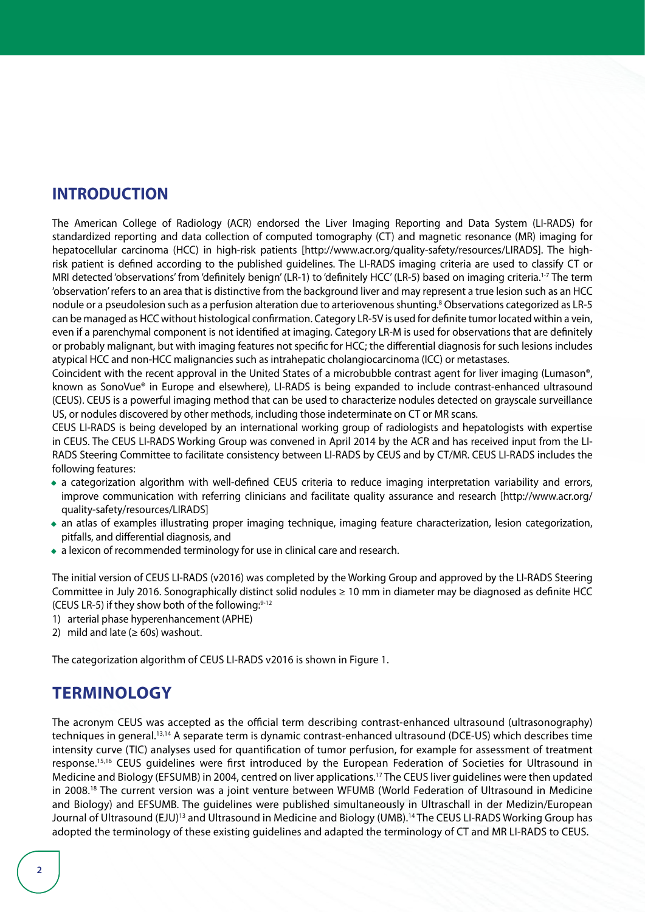## INTRODUCTION

The American College of Radiology (ACR) endorsed the Liver Imaging Reporting and Data System (LI-RADS) for standardized reporting and data collection of computed tomography (CT) and magnetic resonance (MR) imaging for hepatocellular carcinoma (HCC) in high-risk patients [http://www.acr.org/quality-safety/resources/LIRADS]. The high-risk patient is defined according to the published guidelines. The LI-RADS imaging criteria are used to classify CT or MRI detected 'observations' from 'definitely benign' (LR-1) to 'definitely HCC' (LR-5) based on imaging criteria.[1-7] The term 'observation' refers to an area that is distinctive from the background liver and may represent a true lesion such as an HCC nodule or a pseudolesion such as a perfusion alteration due to arteriovenous shunting.[8] Observations categorized as LR-5 can be managed as HCC without histological confirmation. Category LR-5V is used for definite tumor located within a vein, even if a parenchymal component is not identified at imaging. Category LR-M is used for observations that are definitely or probably malignant, but with imaging features not specific for HCC; the differential diagnosis for such lesions includes atypical HCC and non-HCC malignancies such as intrahepatic cholangiocarcinoma (ICC) or metastases.

Coincident with the recent approval in the United States of a microbubble contrast agent for liver imaging (Lumason®, known as SonoVue® in Europe and elsewhere), LI-RADS is being expanded to include contrast-enhanced ultrasound (CEUS). CEUS is a powerful imaging method that can be used to characterize nodules detected on grayscale surveillance US, or nodules discovered by other methods, including those indeterminate on CT or MR scans.

CEUS LI-RADS is being developed by an international working group of radiologists and hepatologists with expertise in CEUS. The CEUS LI-RADS Working Group was convened in April 2014 by the ACR and has received input from the LI-RADS Steering Committee to facilitate consistency between LI-RADS by CEUS and by CT/MR. CEUS LI-RADS includes the following features:

- a categorization algorithm with well-defined CEUS criteria to reduce imaging interpretation variability and errors, improve communication with referring clinicians and facilitate quality assurance and research [http://www.acr.org/quality-safety/resources/LIRADS]
- an atlas of examples illustrating proper imaging technique, imaging feature characterization, lesion categorization, pitfalls, and differential diagnosis, and
- a lexicon of recommended terminology for use in clinical care and research.

The initial version of CEUS LI-RADS (v2016) was completed by the Working Group and approved by the LI-RADS Steering Committee in July 2016. Sonographically distinct solid nodules ≥ 10 mm in diameter may be diagnosed as definite HCC (CEUS LR-5) if they show both of the following:[9-12]

1) arterial phase hyperenhancement (APHE)
2) mild and late (≥ 60s) washout.

The categorization algorithm of CEUS LI-RADS v2016 is shown in Figure 1.

## TERMINOLOGY

The acronym CEUS was accepted as the official term describing contrast-enhanced ultrasound (ultrasonography) techniques in general.[13,14] A separate term is dynamic contrast-enhanced ultrasound (DCE-US) which describes time intensity curve (TIC) analyses used for quantification of tumor perfusion, for example for assessment of treatment response.[15,16] CEUS guidelines were first introduced by the European Federation of Societies for Ultrasound in Medicine and Biology (EFSUMB) in 2004, centred on liver applications.[17] The CEUS liver guidelines were then updated in 2008.[18] The current version was a joint venture between WFUMB (World Federation of Ultrasound in Medicine and Biology) and EFSUMB. The guidelines were published simultaneously in Ultraschall in der Medizin/European Journal of Ultrasound (EJU)[13] and Ultrasound in Medicine and Biology (UMB).[14] The CEUS LI-RADS Working Group has adopted the terminology of these existing guidelines and adapted the terminology of CT and MR LI-RADS to CEUS.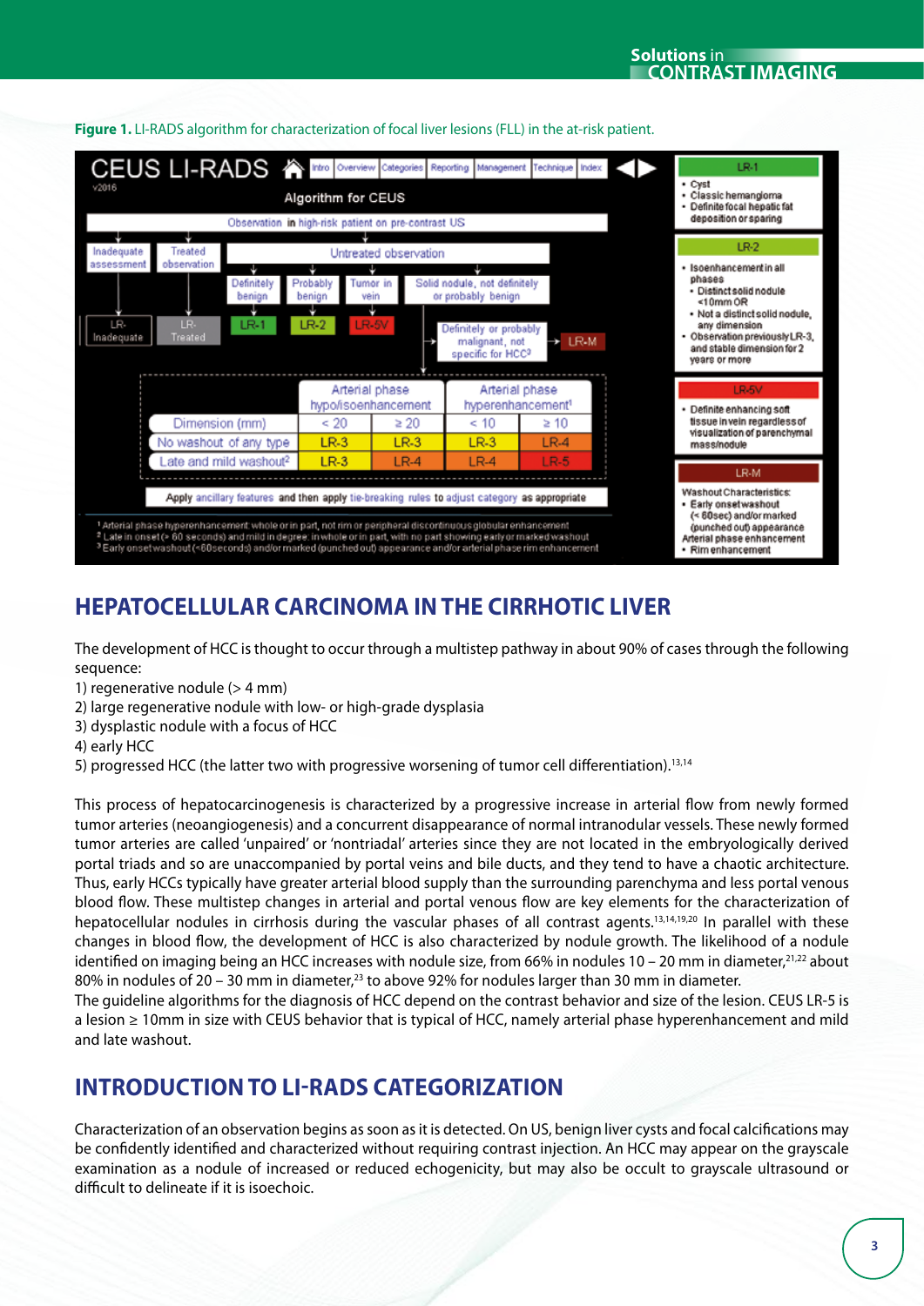**Figure 1.** LI-RADS algorithm for characterization of focal liver lesions (FLL) in the at-risk patient.

CEUS LI-RADS v2016

Algorithm for CEUS

Observation in high-risk patient on pre-contrast US

- Inadequate assessment → LR-Inadequate
- Treated observation → LR-Treated
- Untreated observation:
  - Definitely benign → LR-1
  - Probably benign → LR-2
  - Tumor in vein → LR-5V
  - Solid nodule, not definitely or probably benign
  - Definitely or probably malignant, not specific for HCC[3] → LR-M

| | Arterial phase hypo/isoenhancement | | Arterial phase hyperenhancement[1] | |
|---|---|---|---|---|
| Dimension (mm) | < 20 | ≥ 20 | < 10 | ≥ 10 |
| No washout of any type | LR-3 | LR-3 | LR-3 | LR-4 |
| Late and mild washout[2] | LR-3 | LR-4 | LR-4 | LR-5 |

Apply ancillary features and then apply tie-breaking rules to adjust category as appropriate

[1] Arterial phase hyperenhancement: whole or in part, not rim or peripheral discontinuous globular enhancement
[2] Late in onset (> 60 seconds) and mild in degree: in whole or in part, with no part showing early or marked washout
[3] Early onset washout (<60seconds) and/or marked (punched out) appearance and/or arterial phase rim enhancement

**LR-1**
- Cyst
- Classic hemangioma
- Definite focal hepatic fat deposition or sparing

**LR-2**
- Isoenhancement in all phases
  - Distinct solid nodule <10mm OR
  - Not a distinct solid nodule, any dimension
- Observation previously LR-3, and stable dimension for 2 years or more

**LR-5V**
- Definite enhancing soft tissue in vein regardless of visualization of parenchymal mass/nodule

**LR-M**

Washout Characteristics:
- Early onset washout (< 60sec) and/or marked (punched out) appearance

Arterial phase enhancement
- Rim enhancement

## HEPATOCELLULAR CARCINOMA IN THE CIRRHOTIC LIVER

The development of HCC is thought to occur through a multistep pathway in about 90% of cases through the following sequence:
1) regenerative nodule (> 4 mm)
2) large regenerative nodule with low- or high-grade dysplasia
3) dysplastic nodule with a focus of HCC
4) early HCC
5) progressed HCC (the latter two with progressive worsening of tumor cell differentiation).[13,14]

This process of hepatocarcinogenesis is characterized by a progressive increase in arterial flow from newly formed tumor arteries (neoangiogenesis) and a concurrent disappearance of normal intranodular vessels. These newly formed tumor arteries are called 'unpaired' or 'nontriadal' arteries since they are not located in the embryologically derived portal triads and so are unaccompanied by portal veins and bile ducts, and they tend to have a chaotic architecture. Thus, early HCCs typically have greater arterial blood supply than the surrounding parenchyma and less portal venous blood flow. These multistep changes in arterial and portal venous flow are key elements for the characterization of hepatocellular nodules in cirrhosis during the vascular phases of all contrast agents.[13,14,19,20] In parallel with these changes in blood flow, the development of HCC is also characterized by nodule growth. The likelihood of a nodule identified on imaging being an HCC increases with nodule size, from 66% in nodules 10 – 20 mm in diameter,[21,22] about 80% in nodules of 20 – 30 mm in diameter,[23] to above 92% for nodules larger than 30 mm in diameter.
The guideline algorithms for the diagnosis of HCC depend on the contrast behavior and size of the lesion. CEUS LR-5 is a lesion ≥ 10mm in size with CEUS behavior that is typical of HCC, namely arterial phase hyperenhancement and mild and late washout.

## INTRODUCTION TO LI-RADS CATEGORIZATION

Characterization of an observation begins as soon as it is detected. On US, benign liver cysts and focal calcifications may be confidently identified and characterized without requiring contrast injection. An HCC may appear on the grayscale examination as a nodule of increased or reduced echogenicity, but may also be occult to grayscale ultrasound or difficult to delineate if it is isoechoic.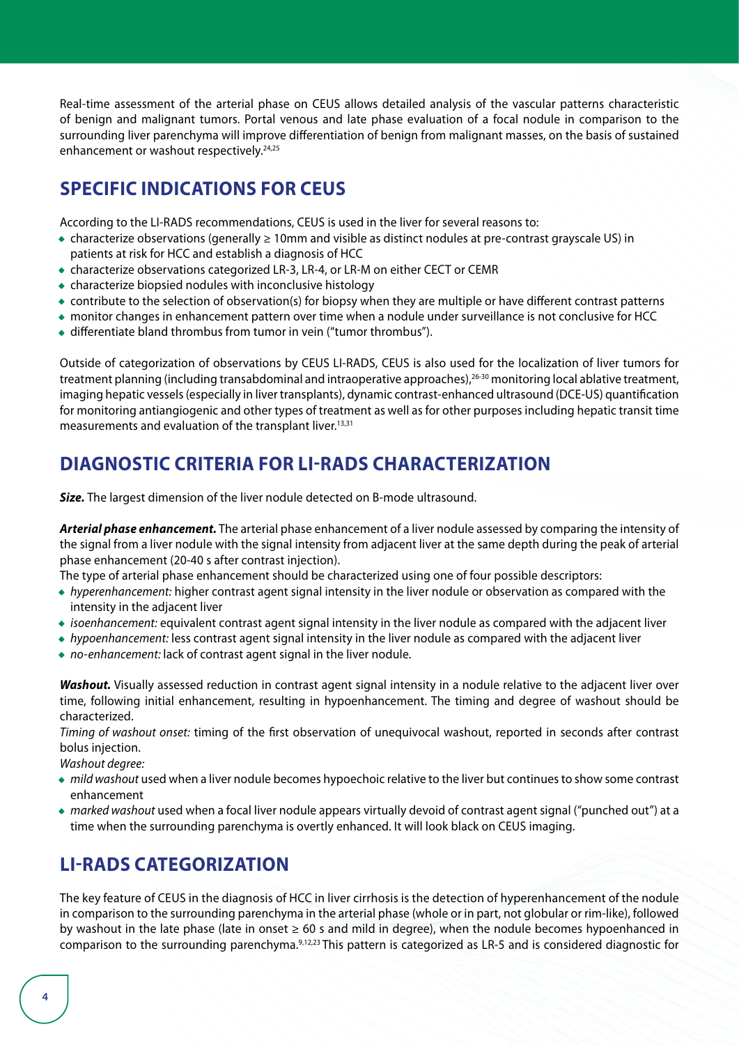Real-time assessment of the arterial phase on CEUS allows detailed analysis of the vascular patterns characteristic of benign and malignant tumors. Portal venous and late phase evaluation of a focal nodule in comparison to the surrounding liver parenchyma will improve differentiation of benign from malignant masses, on the basis of sustained enhancement or washout respectively.[24,25]

## SPECIFIC INDICATIONS FOR CEUS

According to the LI-RADS recommendations, CEUS is used in the liver for several reasons to:

- characterize observations (generally ≥ 10mm and visible as distinct nodules at pre-contrast grayscale US) in patients at risk for HCC and establish a diagnosis of HCC
- characterize observations categorized LR-3, LR-4, or LR-M on either CECT or CEMR
- characterize biopsied nodules with inconclusive histology
- contribute to the selection of observation(s) for biopsy when they are multiple or have different contrast patterns
- monitor changes in enhancement pattern over time when a nodule under surveillance is not conclusive for HCC
- differentiate bland thrombus from tumor in vein ("tumor thrombus").

Outside of categorization of observations by CEUS LI-RADS, CEUS is also used for the localization of liver tumors for treatment planning (including transabdominal and intraoperative approaches),[26-30] monitoring local ablative treatment, imaging hepatic vessels (especially in liver transplants), dynamic contrast-enhanced ultrasound (DCE-US) quantification for monitoring antiangiogenic and other types of treatment as well as for other purposes including hepatic transit time measurements and evaluation of the transplant liver.[13,31]

## DIAGNOSTIC CRITERIA FOR LI-RADS CHARACTERIZATION

***Size.*** The largest dimension of the liver nodule detected on B-mode ultrasound.

***Arterial phase enhancement.*** The arterial phase enhancement of a liver nodule assessed by comparing the intensity of the signal from a liver nodule with the signal intensity from adjacent liver at the same depth during the peak of arterial phase enhancement (20-40 s after contrast injection).

The type of arterial phase enhancement should be characterized using one of four possible descriptors:

- *hyperenhancement:* higher contrast agent signal intensity in the liver nodule or observation as compared with the intensity in the adjacent liver
- *isoenhancement:* equivalent contrast agent signal intensity in the liver nodule as compared with the adjacent liver
- *hypoenhancement:* less contrast agent signal intensity in the liver nodule as compared with the adjacent liver
- *no-enhancement:* lack of contrast agent signal in the liver nodule.

***Washout.*** Visually assessed reduction in contrast agent signal intensity in a nodule relative to the adjacent liver over time, following initial enhancement, resulting in hypoenhancement. The timing and degree of washout should be characterized.

*Timing of washout onset:* timing of the first observation of unequivocal washout, reported in seconds after contrast bolus injection.

*Washout degree:*

- *mild washout* used when a liver nodule becomes hypoechoic relative to the liver but continues to show some contrast enhancement
- *marked washout* used when a focal liver nodule appears virtually devoid of contrast agent signal ("punched out") at a time when the surrounding parenchyma is overtly enhanced. It will look black on CEUS imaging.

## LI-RADS CATEGORIZATION

The key feature of CEUS in the diagnosis of HCC in liver cirrhosis is the detection of hyperenhancement of the nodule in comparison to the surrounding parenchyma in the arterial phase (whole or in part, not globular or rim-like), followed by washout in the late phase (late in onset ≥ 60 s and mild in degree), when the nodule becomes hypoenhanced in comparison to the surrounding parenchyma.[9,12,23] This pattern is categorized as LR-5 and is considered diagnostic for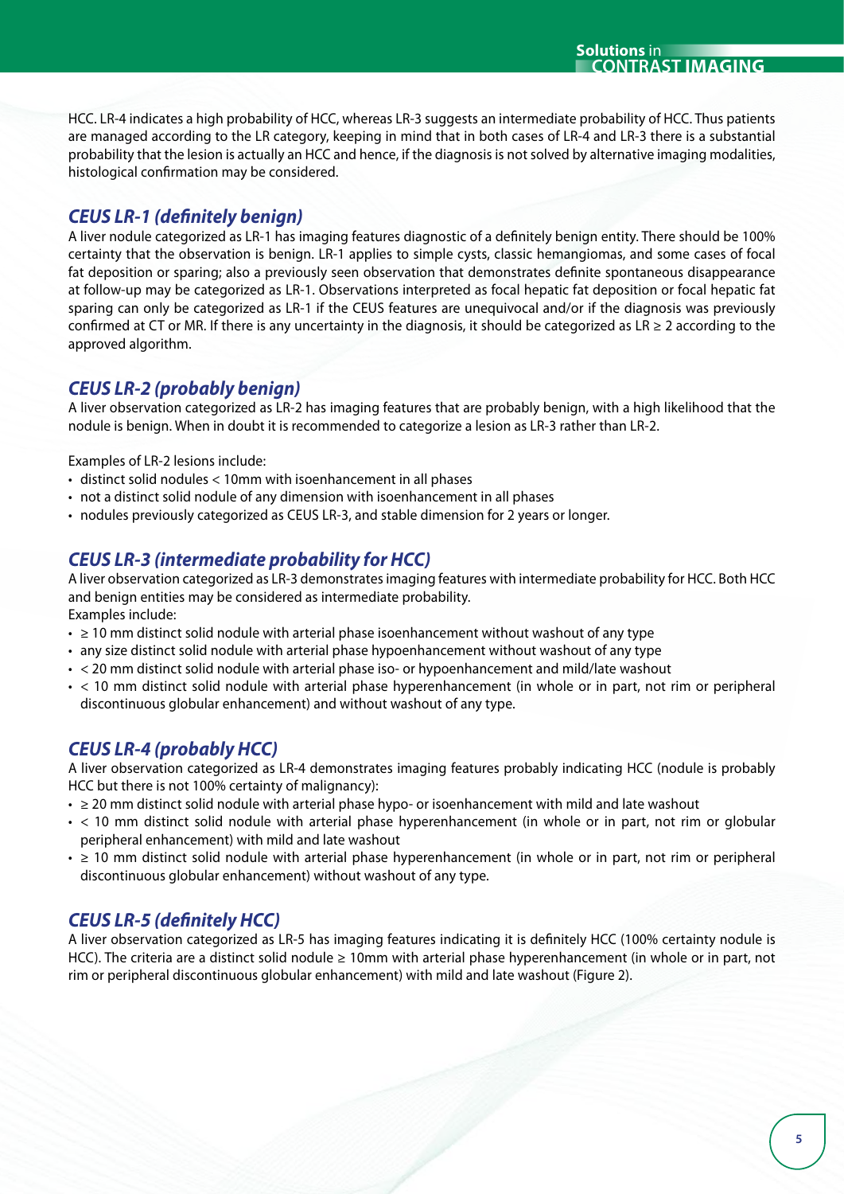HCC. LR-4 indicates a high probability of HCC, whereas LR-3 suggests an intermediate probability of HCC. Thus patients are managed according to the LR category, keeping in mind that in both cases of LR-4 and LR-3 there is a substantial probability that the lesion is actually an HCC and hence, if the diagnosis is not solved by alternative imaging modalities, histological confirmation may be considered.

## *CEUS LR-1 (definitely benign)*

A liver nodule categorized as LR-1 has imaging features diagnostic of a definitely benign entity. There should be 100% certainty that the observation is benign. LR-1 applies to simple cysts, classic hemangiomas, and some cases of focal fat deposition or sparing; also a previously seen observation that demonstrates definite spontaneous disappearance at follow-up may be categorized as LR-1. Observations interpreted as focal hepatic fat deposition or focal hepatic fat sparing can only be categorized as LR-1 if the CEUS features are unequivocal and/or if the diagnosis was previously confirmed at CT or MR. If there is any uncertainty in the diagnosis, it should be categorized as LR ≥ 2 according to the approved algorithm.

## *CEUS LR-2 (probably benign)*

A liver observation categorized as LR-2 has imaging features that are probably benign, with a high likelihood that the nodule is benign. When in doubt it is recommended to categorize a lesion as LR-3 rather than LR-2.

Examples of LR-2 lesions include:

- distinct solid nodules < 10mm with isoenhancement in all phases
- not a distinct solid nodule of any dimension with isoenhancement in all phases
- nodules previously categorized as CEUS LR-3, and stable dimension for 2 years or longer.

## *CEUS LR-3 (intermediate probability for HCC)*

A liver observation categorized as LR-3 demonstrates imaging features with intermediate probability for HCC. Both HCC and benign entities may be considered as intermediate probability.

Examples include:

- ≥ 10 mm distinct solid nodule with arterial phase isoenhancement without washout of any type
- any size distinct solid nodule with arterial phase hypoenhancement without washout of any type
- < 20 mm distinct solid nodule with arterial phase iso- or hypoenhancement and mild/late washout
- < 10 mm distinct solid nodule with arterial phase hyperenhancement (in whole or in part, not rim or peripheral discontinuous globular enhancement) and without washout of any type.

## *CEUS LR-4 (probably HCC)*

A liver observation categorized as LR-4 demonstrates imaging features probably indicating HCC (nodule is probably HCC but there is not 100% certainty of malignancy):

- ≥ 20 mm distinct solid nodule with arterial phase hypo- or isoenhancement with mild and late washout
- < 10 mm distinct solid nodule with arterial phase hyperenhancement (in whole or in part, not rim or globular peripheral enhancement) with mild and late washout
- ≥ 10 mm distinct solid nodule with arterial phase hyperenhancement (in whole or in part, not rim or peripheral discontinuous globular enhancement) without washout of any type.

## *CEUS LR-5 (definitely HCC)*

A liver observation categorized as LR-5 has imaging features indicating it is definitely HCC (100% certainty nodule is HCC). The criteria are a distinct solid nodule ≥ 10mm with arterial phase hyperenhancement (in whole or in part, not rim or peripheral discontinuous globular enhancement) with mild and late washout (Figure 2).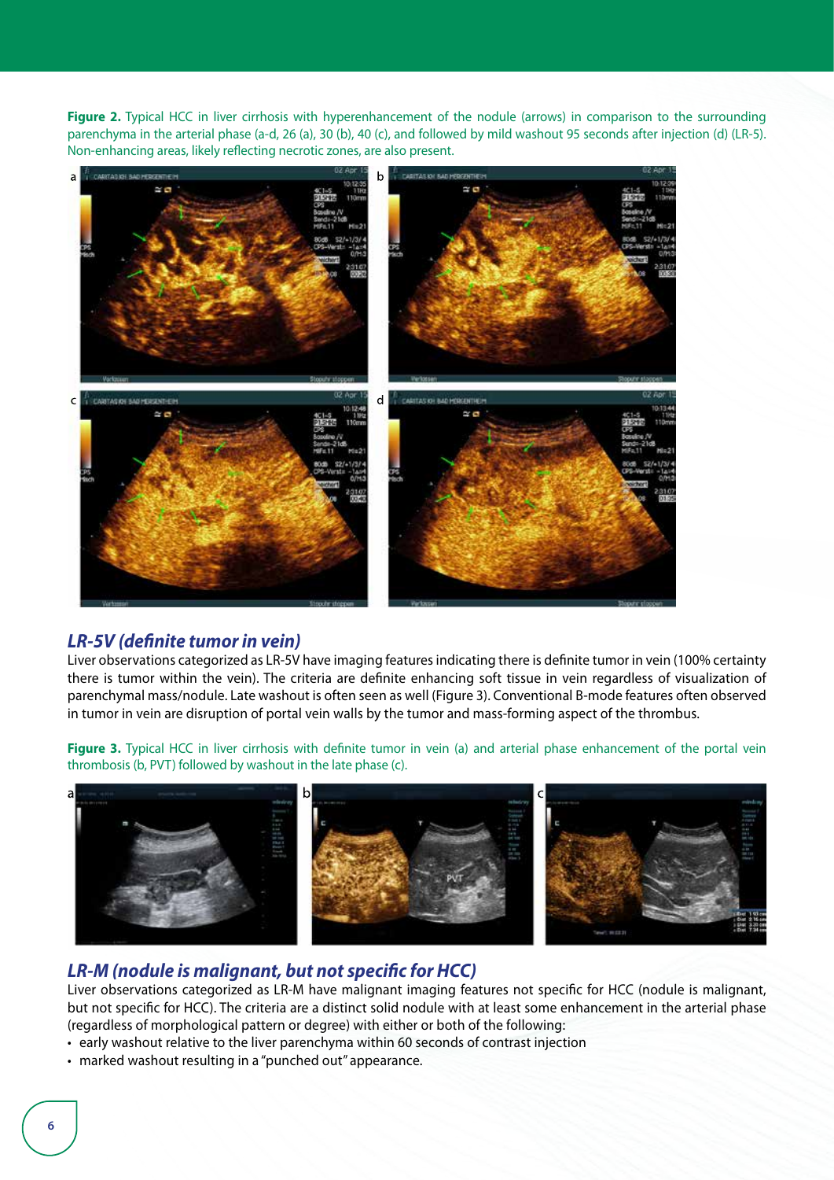**Figure 2.** Typical HCC in liver cirrhosis with hyperenhancement of the nodule (arrows) in comparison to the surrounding parenchyma in the arterial phase (a-d, 26 (a), 30 (b), 40 (c), and followed by mild washout 95 seconds after injection (d) (LR-5). Non-enhancing areas, likely reflecting necrotic zones, are also present.

## *LR-5V (definite tumor in vein)*

Liver observations categorized as LR-5V have imaging features indicating there is definite tumor in vein (100% certainty there is tumor within the vein). The criteria are definite enhancing soft tissue in vein regardless of visualization of parenchymal mass/nodule. Late washout is often seen as well (Figure 3). Conventional B-mode features often observed in tumor in vein are disruption of portal vein walls by the tumor and mass-forming aspect of the thrombus.

**Figure 3.** Typical HCC in liver cirrhosis with definite tumor in vein (a) and arterial phase enhancement of the portal vein thrombosis (b, PVT) followed by washout in the late phase (c).

## *LR-M (nodule is malignant, but not specific for HCC)*

Liver observations categorized as LR-M have malignant imaging features not specific for HCC (nodule is malignant, but not specific for HCC). The criteria are a distinct solid nodule with at least some enhancement in the arterial phase (regardless of morphological pattern or degree) with either or both of the following:

- early washout relative to the liver parenchyma within 60 seconds of contrast injection
- marked washout resulting in a "punched out" appearance.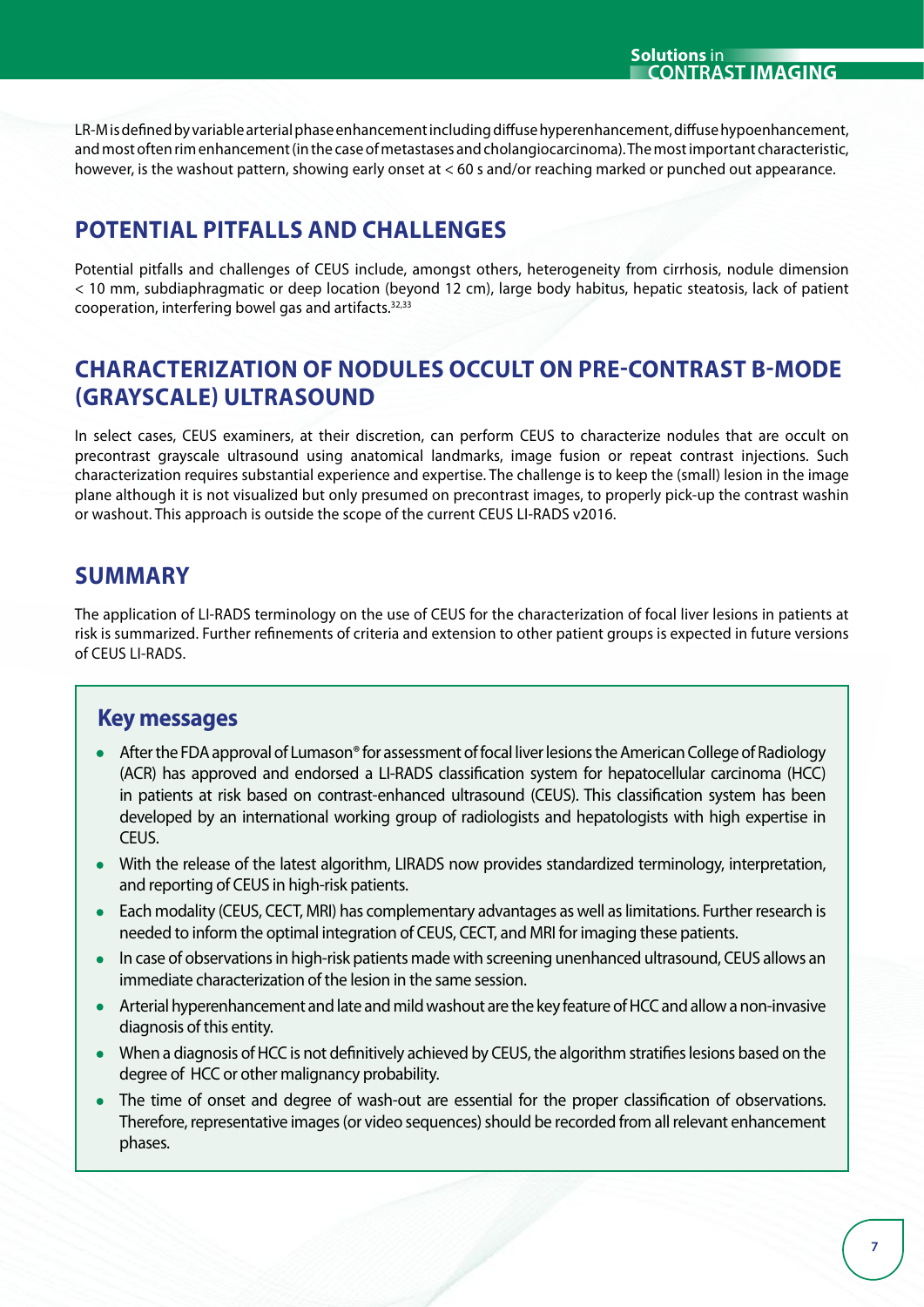LR-M is defined by variable arterial phase enhancement including diffuse hyperenhancement, diffuse hypoenhancement, and most often rim enhancement (in the case of metastases and cholangiocarcinoma). The most important characteristic, however, is the washout pattern, showing early onset at < 60 s and/or reaching marked or punched out appearance.

## POTENTIAL PITFALLS AND CHALLENGES

Potential pitfalls and challenges of CEUS include, amongst others, heterogeneity from cirrhosis, nodule dimension < 10 mm, subdiaphragmatic or deep location (beyond 12 cm), large body habitus, hepatic steatosis, lack of patient cooperation, interfering bowel gas and artifacts.[32,33]

## CHARACTERIZATION OF NODULES OCCULT ON PRE-CONTRAST B-MODE (GRAYSCALE) ULTRASOUND

In select cases, CEUS examiners, at their discretion, can perform CEUS to characterize nodules that are occult on precontrast grayscale ultrasound using anatomical landmarks, image fusion or repeat contrast injections. Such characterization requires substantial experience and expertise. The challenge is to keep the (small) lesion in the image plane although it is not visualized but only presumed on precontrast images, to properly pick-up the contrast washin or washout. This approach is outside the scope of the current CEUS LI-RADS v2016.

## SUMMARY

The application of LI-RADS terminology on the use of CEUS for the characterization of focal liver lesions in patients at risk is summarized. Further refinements of criteria and extension to other patient groups is expected in future versions of CEUS LI-RADS.

### Key messages

- After the FDA approval of Lumason® for assessment of focal liver lesions the American College of Radiology (ACR) has approved and endorsed a LI-RADS classification system for hepatocellular carcinoma (HCC) in patients at risk based on contrast-enhanced ultrasound (CEUS). This classification system has been developed by an international working group of radiologists and hepatologists with high expertise in CEUS.
- With the release of the latest algorithm, LIRADS now provides standardized terminology, interpretation, and reporting of CEUS in high-risk patients.
- Each modality (CEUS, CECT, MRI) has complementary advantages as well as limitations. Further research is needed to inform the optimal integration of CEUS, CECT, and MRI for imaging these patients.
- In case of observations in high-risk patients made with screening unenhanced ultrasound, CEUS allows an immediate characterization of the lesion in the same session.
- Arterial hyperenhancement and late and mild washout are the key feature of HCC and allow a non-invasive diagnosis of this entity.
- When a diagnosis of HCC is not definitively achieved by CEUS, the algorithm stratifies lesions based on the degree of HCC or other malignancy probability.
- The time of onset and degree of wash-out are essential for the proper classification of observations. Therefore, representative images (or video sequences) should be recorded from all relevant enhancement phases.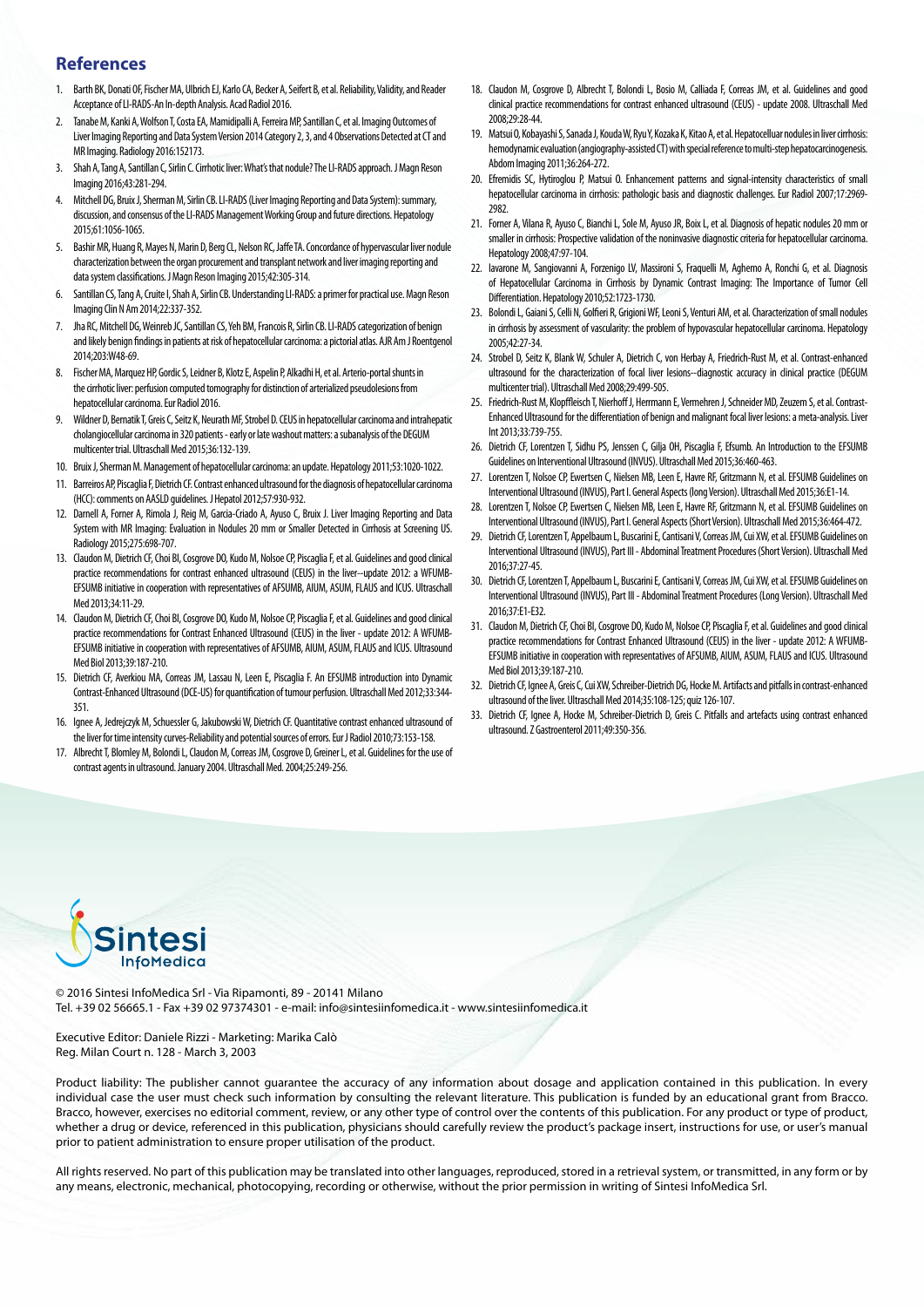## References

1. Barth BK, Donati OF, Fischer MA, Ulbrich EJ, Karlo CA, Becker A, Seifert B, et al. Reliability, Validity, and Reader Acceptance of LI-RADS-An In-depth Analysis. Acad Radiol 2016.
2. Tanabe M, Kanki A, Wolfson T, Costa EA, Mamidipalli A, Ferreira MP, Santillan C, et al. Imaging Outcomes of Liver Imaging Reporting and Data System Version 2014 Category 2, 3, and 4 Observations Detected at CT and MR Imaging. Radiology 2016:152173.
3. Shah A, Tang A, Santillan C, Sirlin C. Cirrhotic liver: What's that nodule? The LI-RADS approach. J Magn Reson Imaging 2016;43:281-294.
4. Mitchell DG, Bruix J, Sherman M, Sirlin CB. LI-RADS (Liver Imaging Reporting and Data System): summary, discussion, and consensus of the LI-RADS Management Working Group and future directions. Hepatology 2015;61:1056-1065.
5. Bashir MR, Huang R, Mayes N, Marin D, Berg CL, Nelson RC, Jaffe TA. Concordance of hypervascular liver nodule characterization between the organ procurement and transplant network and liver imaging reporting and data system classifications. J Magn Reson Imaging 2015;42:305-314.
6. Santillan CS, Tang A, Cruite I, Shah A, Sirlin CB. Understanding LI-RADS: a primer for practical use. Magn Reson Imaging Clin N Am 2014;22:337-352.
7. Jha RC, Mitchell DG, Weinreb JC, Santillan CS, Yeh BM, Francois R, Sirlin CB. LI-RADS categorization of benign and likely benign findings in patients at risk of hepatocellular carcinoma: a pictorial atlas. AJR Am J Roentgenol 2014;203:W48-69.
8. Fischer MA, Marquez HP, Gordic S, Leidner B, Klotz E, Aspelin P, Alkadhi H, et al. Arterio-portal shunts in the cirrhotic liver: perfusion computed tomography for distinction of arterialized pseudolesions from hepatocellular carcinoma. Eur Radiol 2016.
9. Wildner D, Bernatik T, Greis C, Seitz K, Neurath MF, Strobel D. CEUS in hepatocellular carcinoma and intrahepatic cholangiocellular carcinoma in 320 patients - early or late washout matters: a subanalysis of the DEGUM multicenter trial. Ultraschall Med 2015;36:132-139.
10. Bruix J, Sherman M. Management of hepatocellular carcinoma: an update. Hepatology 2011;53:1020-1022.
11. Barreiros AP, Piscaglia F, Dietrich CF. Contrast enhanced ultrasound for the diagnosis of hepatocellular carcinoma (HCC): comments on AASLD guidelines. J Hepatol 2012;57:930-932.
12. Darnell A, Forner A, Rimola J, Reig M, Garcia-Criado A, Ayuso C, Bruix J. Liver Imaging Reporting and Data System with MR Imaging: Evaluation in Nodules 20 mm or Smaller Detected in Cirrhosis at Screening US. Radiology 2015;275:698-707.
13. Claudon M, Dietrich CF, Choi BI, Cosgrove DO, Kudo M, Nolsoe CP, Piscaglia F, et al. Guidelines and good clinical practice recommendations for contrast enhanced ultrasound (CEUS) in the liver--update 2012: a WFUMB-EFSUMB initiative in cooperation with representatives of AFSUMB, AIUM, ASUM, FLAUS and ICUS. Ultraschall Med 2013;34:11-29.
14. Claudon M, Dietrich CF, Choi BI, Cosgrove DO, Kudo M, Nolsoe CP, Piscaglia F, et al. Guidelines and good clinical practice recommendations for Contrast Enhanced Ultrasound (CEUS) in the liver - update 2012: A WFUMB-EFSUMB initiative in cooperation with representatives of AFSUMB, AIUM, ASUM, FLAUS and ICUS. Ultrasound Med Biol 2013;39:187-210.
15. Dietrich CF, Averkiou MA, Correas JM, Lassau N, Leen E, Piscaglia F. An EFSUMB introduction into Dynamic Contrast-Enhanced Ultrasound (DCE-US) for quantification of tumour perfusion. Ultraschall Med 2012;33:344-351.
16. Ignee A, Jedrejczyk M, Schuessler G, Jakubowski W, Dietrich CF. Quantitative contrast enhanced ultrasound of the liver for time intensity curves-Reliability and potential sources of errors. Eur J Radiol 2010;73:153-158.
17. Albrecht T, Blomley M, Bolondi L, Claudon M, Correas JM, Cosgrove D, Greiner L, et al. Guidelines for the use of contrast agents in ultrasound. January 2004. Ultraschall Med. 2004;25:249-256.
18. Claudon M, Cosgrove D, Albrecht T, Bolondi L, Bosio M, Calliada F, Correas JM, et al. Guidelines and good clinical practice recommendations for contrast enhanced ultrasound (CEUS) - update 2008. Ultraschall Med 2008;29:28-44.
19. Matsui O, Kobayashi S, Sanada J, Kouda W, Ryu Y, Kozaka K, Kitao A, et al. Hepatocelluar nodules in liver cirrhosis: hemodynamic evaluation (angiography-assisted CT) with special reference to multi-step hepatocarcinogenesis. Abdom Imaging 2011;36:264-272.
20. Efremidis SC, Hytiroglou P, Matsui O. Enhancement patterns and signal-intensity characteristics of small hepatocellular carcinoma in cirrhosis: pathologic basis and diagnostic challenges. Eur Radiol 2007;17:2969-2982.
21. Forner A, Vilana R, Ayuso C, Bianchi L, Sole M, Ayuso JR, Boix L, et al. Diagnosis of hepatic nodules 20 mm or smaller in cirrhosis: Prospective validation of the noninvasive diagnostic criteria for hepatocellular carcinoma. Hepatology 2008;47:97-104.
22. Iavarone M, Sangiovanni A, Forzenigo LV, Massironi S, Fraquelli M, Aghemo A, Ronchi G, et al. Diagnosis of Hepatocellular Carcinoma in Cirrhosis by Dynamic Contrast Imaging: The Importance of Tumor Cell Differentiation. Hepatology 2010;52:1723-1730.
23. Bolondi L, Gaiani S, Celli N, Golfieri R, Grigioni WF, Leoni S, Venturi AM, et al. Characterization of small nodules in cirrhosis by assessment of vascularity: the problem of hypovascular hepatocellular carcinoma. Hepatology 2005;42:27-34.
24. Strobel D, Seitz K, Blank W, Schuler A, Dietrich C, von Herbay A, Friedrich-Rust M, et al. Contrast-enhanced ultrasound for the characterization of focal liver lesions--diagnostic accuracy in clinical practice (DEGUM multicenter trial). Ultraschall Med 2008;29:499-505.
25. Friedrich-Rust M, Klopffleisch T, Nierhoff J, Herrmann E, Vermehren J, Schneider MD, Zeuzem S, et al. Contrast-Enhanced Ultrasound for the differentiation of benign and malignant focal liver lesions: a meta-analysis. Liver Int 2013;33:739-755.
26. Dietrich CF, Lorentzen T, Sidhu PS, Jenssen C, Gilja OH, Piscaglia F, Efsumb. An Introduction to the EFSUMB Guidelines on Interventional Ultrasound (INVUS). Ultraschall Med 2015;36:460-463.
27. Lorentzen T, Nolsoe CP, Ewertsen C, Nielsen MB, Leen E, Havre RF, Gritzmann N, et al. EFSUMB Guidelines on Interventional Ultrasound (INVUS), Part I. General Aspects (long Version). Ultraschall Med 2015;36:E1-14.
28. Lorentzen T, Nolsoe CP, Ewertsen C, Nielsen MB, Leen E, Havre RF, Gritzmann N, et al. EFSUMB Guidelines on Interventional Ultrasound (INVUS), Part I. General Aspects (Short Version). Ultraschall Med 2015;36:464-472.
29. Dietrich CF, Lorentzen T, Appelbaum L, Buscarini E, Cantisani V, Correas JM, Cui XW, et al. EFSUMB Guidelines on Interventional Ultrasound (INVUS), Part III - Abdominal Treatment Procedures (Short Version). Ultraschall Med 2016;37:27-45.
30. Dietrich CF, Lorentzen T, Appelbaum L, Buscarini E, Cantisani V, Correas JM, Cui XW, et al. EFSUMB Guidelines on Interventional Ultrasound (INVUS), Part III - Abdominal Treatment Procedures (Long Version). Ultraschall Med 2016;37:E1-E32.
31. Claudon M, Dietrich CF, Choi BI, Cosgrove DO, Kudo M, Nolsoe CP, Piscaglia F, et al. Guidelines and good clinical practice recommendations for Contrast Enhanced Ultrasound (CEUS) in the liver - update 2012: A WFUMB-EFSUMB initiative in cooperation with representatives of AFSUMB, AIUM, ASUM, FLAUS and ICUS. Ultrasound Med Biol 2013;39:187-210.
32. Dietrich CF, Ignee A, Greis C, Cui XW, Schreiber-Dietrich DG, Hocke M. Artifacts and pitfalls in contrast-enhanced ultrasound of the liver. Ultraschall Med 2014;35:108-125; quiz 126-107.
33. Dietrich CF, Ignee A, Hocke M, Schreiber-Dietrich D, Greis C. Pitfalls and artefacts using contrast enhanced ultrasound. Z Gastroenterol 2011;49:350-356.

Sintesi InfoMedica

© 2016 Sintesi InfoMedica Srl - Via Ripamonti, 89 - 20141 Milano
Tel. +39 02 56665.1 - Fax +39 02 97374301 - e-mail: info@sintesiinfomedica.it - www.sintesiinfomedica.it

Executive Editor: Daniele Rizzi - Marketing: Marika Calò
Reg. Milan Court n. 128 - March 3, 2003

Product liability: The publisher cannot guarantee the accuracy of any information about dosage and application contained in this publication. In every individual case the user must check such information by consulting the relevant literature. This publication is funded by an educational grant from Bracco. Bracco, however, exercises no editorial comment, review, or any other type of control over the contents of this publication. For any product or type of product, whether a drug or device, referenced in this publication, physicians should carefully review the product's package insert, instructions for use, or user's manual prior to patient administration to ensure proper utilisation of the product.

All rights reserved. No part of this publication may be translated into other languages, reproduced, stored in a retrieval system, or transmitted, in any form or by any means, electronic, mechanical, photocopying, recording or otherwise, without the prior permission in writing of Sintesi InfoMedica Srl.